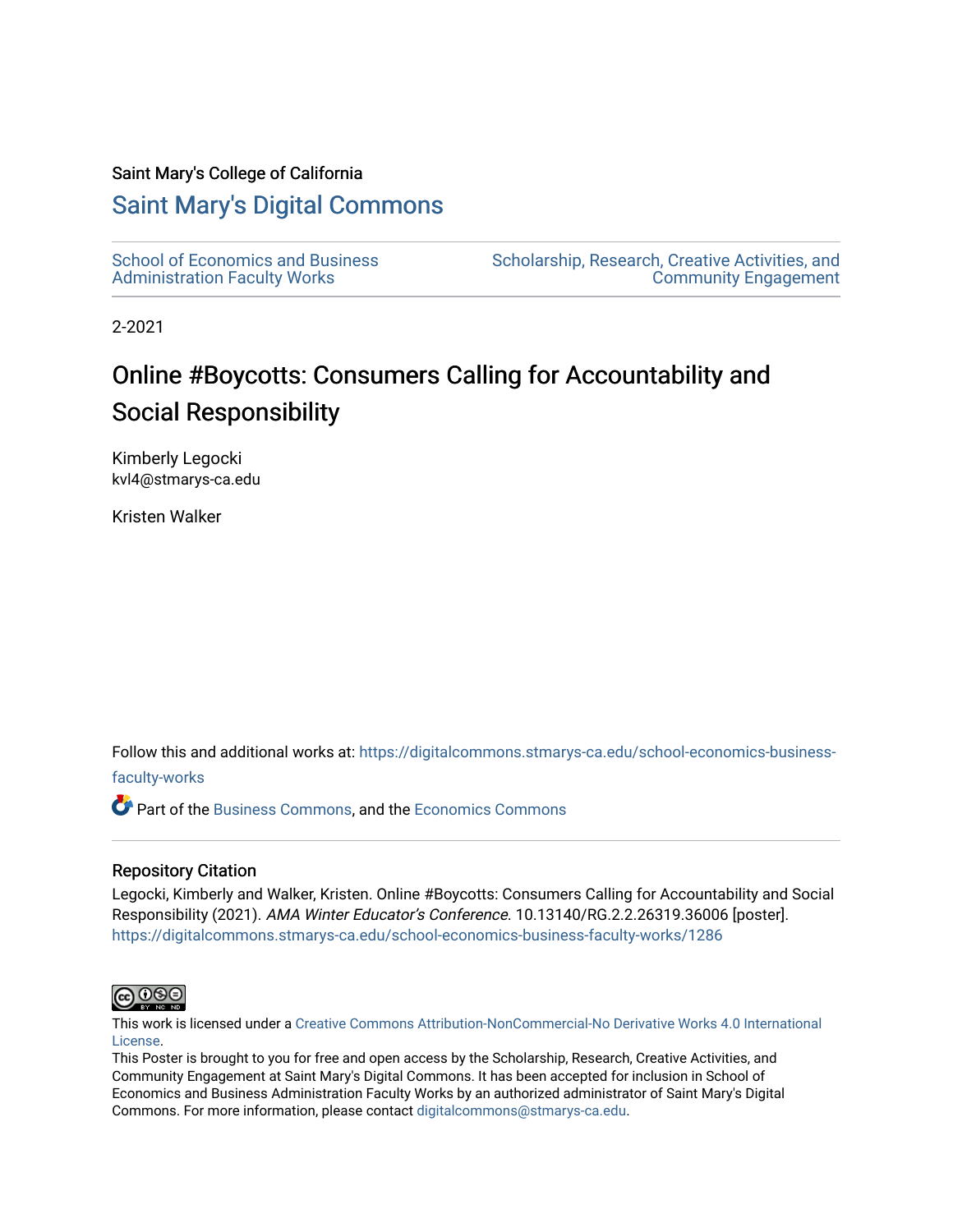Saint Mary's College of California

# Saint Mary's Digital Commons

School of Economics and Business Administration Faculty Works

Scholarship, Research, Creative Activities, and Community Engagement

2-2021

# Online #Boycotts: Consumers Calling for Accountability and Social Responsibility

Kimberly Legocki
kvl4@stmarys-ca.edu

Kristen Walker

Follow this and additional works at: https://digitalcommons.stmarys-ca.edu/school-economics-business-faculty-works

Part of the Business Commons, and the Economics Commons

## Repository Citation

Legocki, Kimberly and Walker, Kristen. Online #Boycotts: Consumers Calling for Accountability and Social Responsibility (2021). *AMA Winter Educator's Conference*. 10.13140/RG.2.2.26319.36006 [poster].
https://digitalcommons.stmarys-ca.edu/school-economics-business-faculty-works/1286

This work is licensed under a Creative Commons Attribution-NonCommercial-No Derivative Works 4.0 International License.

This Poster is brought to you for free and open access by the Scholarship, Research, Creative Activities, and Community Engagement at Saint Mary's Digital Commons. It has been accepted for inclusion in School of Economics and Business Administration Faculty Works by an authorized administrator of Saint Mary's Digital Commons. For more information, please contact digitalcommons@stmarys-ca.edu.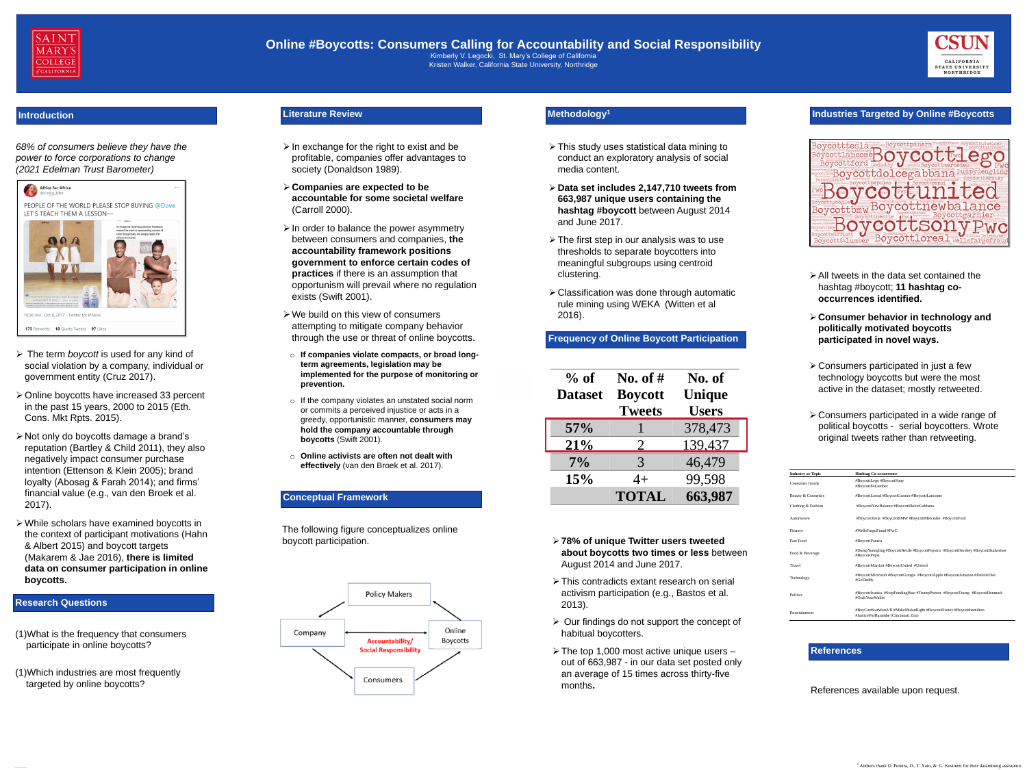# Online #Boycotts: Consumers Calling for Accountability and Social Responsibility

Kimberly V. Legocki, St. Mary's College of California
Kristen Walker, California State University, Northridge

## Introduction

*68% of consumers believe they have the power to force corporations to change (2021 Edelman Trust Barometer)*

Africa for Africa
@Dogg_Ebn

PEOPLE OF THE WORLD PLEASE STOP BUYING @Dove LET'S TEACH THEM A LESSON—

10:36 AM · Oct 8, 2017 · Twitter for iPhone

175 Retweets 18 Quote Tweets 97 Likes

- The term *boycott* is used for any kind of social violation by a company, individual or government entity (Cruz 2017).
- Online boycotts have increased 33 percent in the past 15 years, 2000 to 2015 (Eth. Cons. Mkt Rpts. 2015).
- Not only do boycotts damage a brand's reputation (Bartley & Child 2011), they also negatively impact consumer purchase intention (Ettenson & Klein 2005); brand loyalty (Abosag & Farah 2014); and firms' financial value (e.g., van den Broek et al. 2017).
- While scholars have examined boycotts in the context of participant motivations (Hahn & Albert 2015) and boycott targets (Makarem & Jae 2016), **there is limited data on consumer participation in online boycotts.**

## Research Questions

(1)What is the frequency that consumers participate in online boycotts?

(1)Which industries are most frequently targeted by online boycotts?

## Literature Review

- In exchange for the right to exist and be profitable, companies offer advantages to society (Donaldson 1989).
- **Companies are expected to be accountable for some societal welfare** (Carroll 2000).
- In order to balance the power asymmetry between consumers and companies, **the accountability framework positions government to enforce certain codes of practices** if there is an assumption that opportunism will prevail where no regulation exists (Swift 2001).
- We build on this view of consumers attempting to mitigate company behavior through the use or threat of online boycotts.
  - **If companies violate compacts, or broad long-term agreements, legislation may be implemented for the purpose of monitoring or prevention.**
  - If the company violates an unstated social norm or commits a perceived injustice or acts in a greedy, opportunistic manner, **consumers may hold the company accountable through boycotts** (Swift 2001).
  - **Online activists are often not dealt with effectively** (van den Broek et al. 2017).

## Conceptual Framework

The following figure conceptualizes online boycott participation.

Policy Makers
Company
Online Boycotts
Accountability/ Social Responsibility
Consumers

## Methodology[1]

- This study uses statistical data mining to conduct an exploratory analysis of social media content.
- **Data set includes 2,147,710 tweets from 663,987 unique users containing the hashtag #boycott** between August 2014 and June 2017.
- The first step in our analysis was to use thresholds to separate boycotters into meaningful subgroups using centroid clustering.
- Classification was done through automatic rule mining using WEKA (Witten et al 2016).

## Frequency of Online Boycott Participation

| % of Dataset | No. of # Boycott Tweets | No. of Unique Users |
|---|---|---|
| 57% | 1 | 378,473 |
| 21% | 2 | 139,437 |
| 7% | 3 | 46,479 |
| 15% | 4+ | 99,598 |
| | TOTAL | 663,987 |

- **78% of unique Twitter users tweeted about boycotts two times or less** between August 2014 and June 2017.
- This contradicts extant research on serial activism participation (e.g., Bastos et al. 2013).
- Our findings do not support the concept of habitual boycotters.
- The top 1,000 most active unique users – out of 663,987 - in our data set posted only an average of 15 times across thirty-five months**.**

## Industries Targeted by Online #Boycotts

Boycottunited Boycottsony Boycottlego Boycottdolcegabbana Boycottnewbalance Boycottloreal Boycotttesla Boycottlancome Boycottford Boycottbmw Boycottgarnier Boycott84lumber Pwc Boycottmercedes Dumpyuengling Boycottpepsi Boycottgoogle Boycottmarriott Wellsfargofraud

- All tweets in the data set contained the hashtag #boycott; **11 hashtag co-occurrences identified.**
- **Consumer behavior in technology and politically motivated boycotts participated in novel ways.**
- Consumers participated in just a few technology boycotts but were the most active in the dataset; mostly retweeted.
- Consumers participated in a wide range of political boycotts - serial boycotters. Wrote original tweets rather than retweeting.

| Industry or Topic | Hashtag Co-occurrence |
|---|---|
| Consumer Goods | #BoycottLego #BoycottSony #Boycott84Lumber |
| Beauty & Cosmetics | #BoycottLoreal #BoycottGarnier #BoycottLancome |
| Clothing & Fashion | #BoycottNewBalance #BoycottDolceGabbana |
| Automotive | #BoycottTesla #BoycottBMW #BoycottMercedes #BoycottFord |
| Finance | #WellsFargoFraud #PwC |
| Fast Food | #BoycottPanera |
| Food & Beverage | #DumpYuengling #BoycottNestle #BoycottPepsico #BoycottHershey #BoycottBudweiser #BoycottPepsi |
| Travel | #BoycottMarriott #BoycottUnited #United |
| Technology | #BoycottMicrosoft #BoycottGoogle #BoycottApple #BoycottAmazon #DeleteUber #GoDaddy |
| Politics | #BoycottIvanka #StopFundingHate #TrumpProtest #BoycottTrump #BoycottDenmark #GrabYourWallet |
| Entertainment | #BoycottStarWarsVII #MakeMulanRight #BoycottDisney #Boycotthamilton #JusticeForHarambe (Cincinnati Zoo) |

## References

References available upon request.

[1] Authors thank D. Pereira, D., T. Xaio, & G. Kesineni for their datamining assistance.